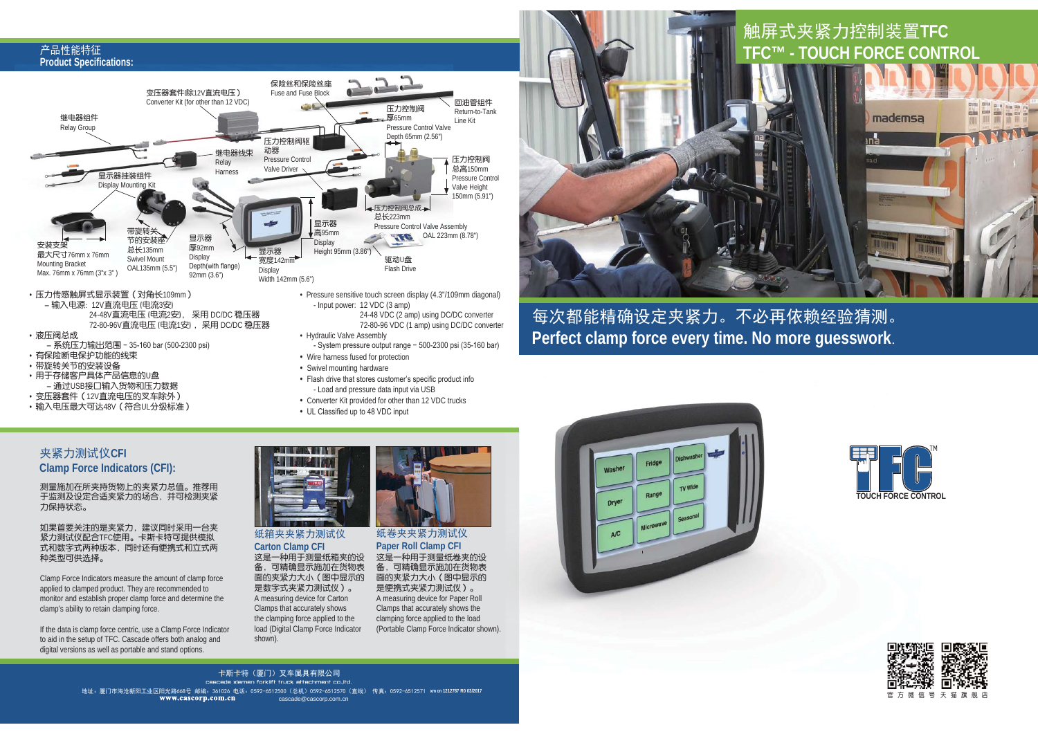# 触屏式夹紧力控制装置TFC
# TFC™ - TOUCH FORCE CONTROL

## 产品性能特征
## Product Specifications:

保险丝和保险丝座
Fuse and Fuse Block

变压器套件(除12V直流电压)
Converter Kit (for other than 12 VDC)

回油管组件
Return-to-Tank Line Kit

继电器组件
Relay Group

压力控制阀
厚65mm
Pressure Control Valve Depth 65mm (2.56")

压力控制阀驱动器
Pressure Control Valve Driver

继电器线束
Relay Harness

压力控制阀
总高150mm
Pressure Control Valve Height 150mm (5.91")

显示器挂装组件
Display Mounting Kit

压力控制阀总成
总长223mm
Pressure Control Valve Assembly OAL 223mm (8.78")

显示器
高95mm
Display Height 95mm (3.86")

安装支架
最大尺寸76mm x 76mm
Mounting Bracket Max. 76mm x 76mm (3"x 3")

带旋转关节的安装座
总长135mm
Swivel Mount OAL135mm (5.5")

显示器
厚92mm
Display Depth(with flange) 92mm (3.6")

显示器
宽度142mm
Display Width 142mm (5.6")

驱动U盘
Flash Drive

- 压力传感触屏式显示装置（对角长109mm）
  - 输入电源：12V直流电压 (电流3安)
    24-48V直流电压 (电流2安)， 采用 DC/DC 稳压器
    72-80-96V直流电压 (电流1安)， 采用 DC/DC 稳压器
- 液压阀总成
  - 系统压力输出范围 – 35-160 bar (500-2300 psi)
- 有保险断电保护功能的线束
- 带旋转关节的安装设备
- 用于存储客户具体产品信息的U盘
  - 通过USB接口输入货物和压力数据
- 变压器套件（12V直流电压的叉车除外）
- 输入电压最大可达48V（符合UL分级标准）

- Pressure sensitive touch screen display (4.3"/109mm diagonal)
  - Input power: 12 VDC (3 amp)
    24-48 VDC (2 amp) using DC/DC converter
    72-80-96 VDC (1 amp) using DC/DC converter
- Hydraulic Valve Assembly
  - System pressure output range – 500-2300 psi (35-160 bar)
- Wire harness fused for protection
- Swivel mounting hardware
- Flash drive that stores customer's specific product info
  - Load and pressure data input via USB
- Converter Kit provided for other than 12 VDC trucks
- UL Classified up to 48 VDC input

## 每次都能精确设定夹紧力。不必再依赖经验猜测。
## Perfect clamp force every time. No more guesswork.

## 夹紧力测试仪CFI
## Clamp Force Indicators (CFI):

测量施加在所夹持货物上的夹紧力总值。推荐用于监测及设定合适夹紧力的场合，并可检测夹紧力保持状态。

如果首要关注的是夹紧力，建议同时采用一台夹紧力测试仪配合TFC使用。卡斯卡特可提供模拟式和数字式两种版本，同时还有便携式和立式两种类型可供选择。

Clamp Force Indicators measure the amount of clamp force applied to clamped product. They are recommended to monitor and establish proper clamp force and determine the clamp's ability to retain clamping force.

If the data is clamp force centric, use a Clamp Force Indicator to aid in the setup of TFC. Cascade offers both analog and digital versions as well as portable and stand options.

### 纸箱夹紧力测试仪
### Carton Clamp CFI

这是一种用于测量纸箱夹的设备，可精确显示施加在货物表面的夹紧力大小（图中显示的是数字式夹紧力测试仪）。
A measuring device for Carton Clamps that accurately shows the clamping force applied to the load (Digital Clamp Force Indicator shown).

### 纸卷夹紧力测试仪
### Paper Roll Clamp CFI

这是一种用于测量纸卷夹的设备，可精确显示施加在货物表面的夹紧力大小（图中显示的是便携式夹紧力测试仪）。
A measuring device for Paper Roll Clamps that accurately shows the clamping force applied to the load (Portable Clamp Force Indicator shown).

TOUCH FORCE CONTROL

卡斯卡特（厦门）叉车属具有限公司
cascade xiamen forklift truck attachment co.,ltd.
地址：厦门市海沧新阳工业区阳光路668号 邮编：361026 电话：0592-6512500（总机）0592-6512570（直线） 传真：0592-6512571
www.cascorp.com.cn cascade@cascorp.com.cn

官方微信号 天猫旗舰店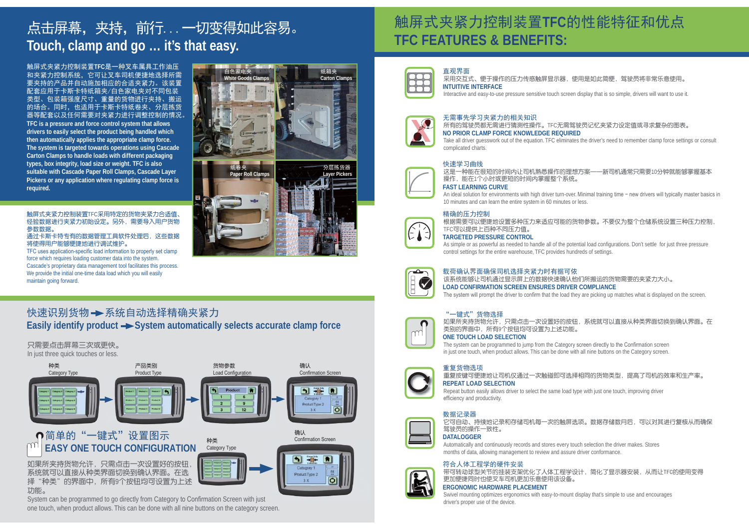# 点击屏幕，夹持，前行...一切变得如此容易。
# Touch, clamp and go ... it's that easy.

触屏式夹紧力控制装置TFC是一种叉车属具工作油压和夹紧力控制系统，它可让叉车司机便捷地选择所需要夹持的产品并自动施加相应的合适夹紧力。该装置配套应用于卡斯卡特纸箱夹/白色家电夹对不同包装类型、包装箱强度尺寸、重量的货物进行夹持、搬运的场合。同时，也适用于卡斯卡特纸卷夹、分层拣货器等配套以及任何需要对夹紧力进行调整控制的情况。

**TFC is a pressure and force control system that allows drivers to easily select the product being handled which then automatically applies the appropriate clamp force. The system is targeted towards operations using Cascade Carton Clamps to handle loads with different packaging types, box integrity, load size or weight. TFC is also suitable with Cascade Paper Roll Clamps, Cascade Layer Pickers or any application where regulating clamp force is required.**

触屏式夹紧力控制装置TFC采用特定的货物夹紧力合适值、经验数据进行夹紧力初始设定。另外，需要导入用户货物参数数据。
通过卡斯卡特专有的数据管理工具软件处理后，这些数据将使得用户能够便捷地进行调试维护。

TFC uses application-specific load information to properly set clamp force which requires loading customer data into the system. Cascade's proprietary data management tool facilitates this process. We provide the initial one-time data load which you will easily maintain going forward.

白色家电夹 White Goods Clamps
纸箱夹 Carton Clamps
纸卷夹 Paper Roll Clamps
分层拣货器 Layer Pickers

## 快速识别货物 → 系统自动选择精确夹紧力
## Easily identify product → System automatically selects accurate clamp force

只需要点击屏幕三次或更快。
In just three quick touches or less.

种类 Category Type → 产品类别 Product Type → 货物参数 Load Configuration → 确认 Confirmation Screen

### 简单的"一键式"设置图示
### EASY ONE TOUCH CONFIGURATION

种类 Category Type → 确认 Confirmation Screen

如果所夹持货物允许，只需点击一次设置好的按钮，系统就可以直接从种类界面切换到确认界面。在选择"种类"的界面中，所有9个按钮均可设置为上述功能。

System can be programmed to go directly from Category to Confirmation Screen with just one touch, when product allows. This can be done with all nine buttons on the category screen.

# 触屏式夹紧力控制装置TFC的性能特征和优点
# TFC FEATURES & BENEFITS:

**直观界面**
采用交互式、便于操作的压力传感触屏显示器，使用是如此简便，驾驶员将非常乐意使用。
**INTUITIVE INTERFACE**
Interactive and easy-to-use pressure sensitive touch screen display that is so simple, drivers will want to use it.

**无需事先学习夹紧力的相关知识**
所有的驾驶员都无需进行猜测性操作。TFC无需驾驶员记忆夹紧力设定值或寻求复杂的图表。
**NO PRIOR CLAMP FORCE KNOWLEDGE REQUIRED**
Take all driver guesswork out of the equation. TFC eliminates the driver's need to remember clamp force settings or consult complicated charts.

**快速学习曲线**
这是一种能在很短的时间内让司机熟悉操作的理想方案——新司机通常只需要10分钟就能够掌握基本操作，能在1个小时或更短的时间内掌握整个系统。
**FAST LEARNING CURVE**
An ideal solution for environments with high driver turn-over. Minimal training time – new drivers will typically master basics in 10 minutes and can learn the entire system in 60 minutes or less.

**精确的压力控制**
根据需要可以便捷地设置各种压力来适应可能的货物参数。不要仅为整个仓储系统设置三种压力控制，TFC可以提供上百种不同压力值。
**TARGETED PRESSURE CONTROL**
As simple or as powerful as needed to handle all of the potential load configurations. Don't settle for just three pressure control settings for the entire warehouse, TFC provides hundreds of settings.

**载荷确认界面确保司机选择夹紧力时有据可依**
该系统能够让司机通过显示屏上的数据快速确认他们所搬运的货物需要的夹紧力大小。
**LOAD CONFIRMATION SCREEN ENSURES DRIVER COMPLIANCE**
The system will prompt the driver to confirm that the load they are picking up matches what is displayed on the screen.

**"一键式"货物选择**
如果所夹持货物允许，只需点击一次设置好的按钮，系统就可以直接从种类界面切换到确认界面。在类别的界面中，所有9个按钮均可设置为上述功能。
**ONE TOUCH LOAD SELECTION**
The system can be programmed to jump from the Category screen directly to the Confirmation screen in just one touch, when product allows. This can be done with all nine buttons on the Category screen.

**重复货物选项**
重复按键可便捷地让司机仅通过一次触碰即可选择相同的货物类型，提高了司机的效率和生产率。
**REPEAT LOAD SELECTION**
Repeat button easily allows driver to select the same load type with just one touch, improving driver efficiency and productivity.

**数据记录器**
它可自动、持续地记录和存储司机每一次的触屏选项。数据存储数月后，可以对其进行复核从而确保驾驶员的操作一致性。
**DATALOGGER**
Automatically and continuously records and stores every touch selection the driver makes. Stores months of data, allowing management to review and assure driver conformance.

**符合人体工程学的硬件安装**
带可转动球型关节的挂装支架优化了人体工程学设计，简化了显示器安装，从而让TFC的使用变得更加便捷同时也使叉车司机更加乐意使用该设备。
**ERGONOMIC HARDWARE PLACEMENT**
Swivel mounting optimizes ergonomics with easy-to-mount display that's simple to use and encourages driver's proper use of the device.